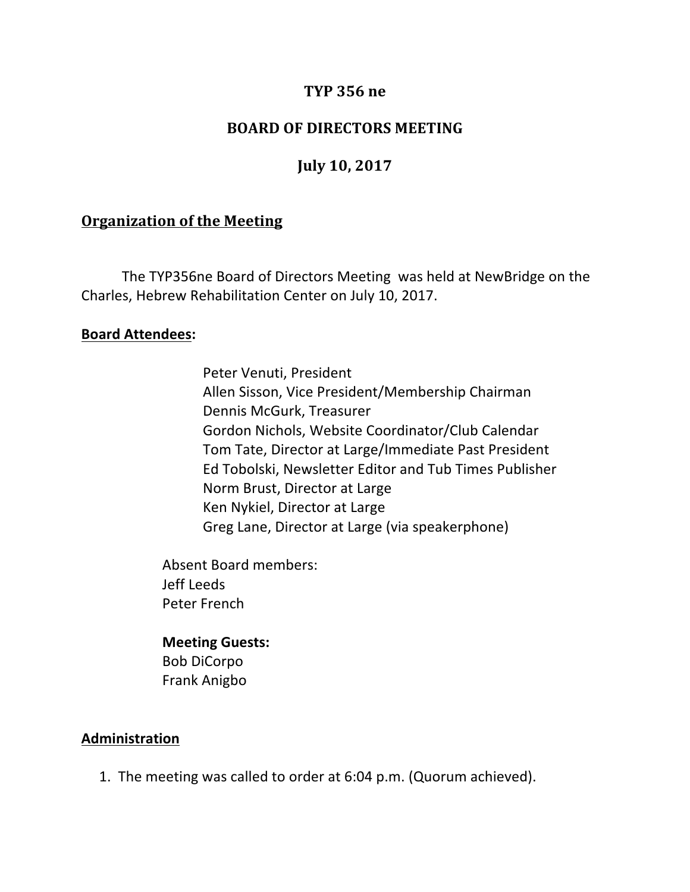# TYP 356 ne

## BOARD OF DIRECTORS MEETING

## July 10, 2017

### Organization of the Meeting

The TYP356ne Board of Directors Meeting was held at NewBridge on the Charles, Hebrew Rehabilitation Center on July 10, 2017.

**Board Attendees:**

Peter Venuti, President
Allen Sisson, Vice President/Membership Chairman
Dennis McGurk, Treasurer
Gordon Nichols, Website Coordinator/Club Calendar
Tom Tate, Director at Large/Immediate Past President
Ed Tobolski, Newsletter Editor and Tub Times Publisher
Norm Brust, Director at Large
Ken Nykiel, Director at Large
Greg Lane, Director at Large (via speakerphone)

Absent Board members:
Jeff Leeds
Peter French

**Meeting Guests:**
Bob DiCorpo
Frank Anigbo

**Administration**

1. The meeting was called to order at 6:04 p.m. (Quorum achieved).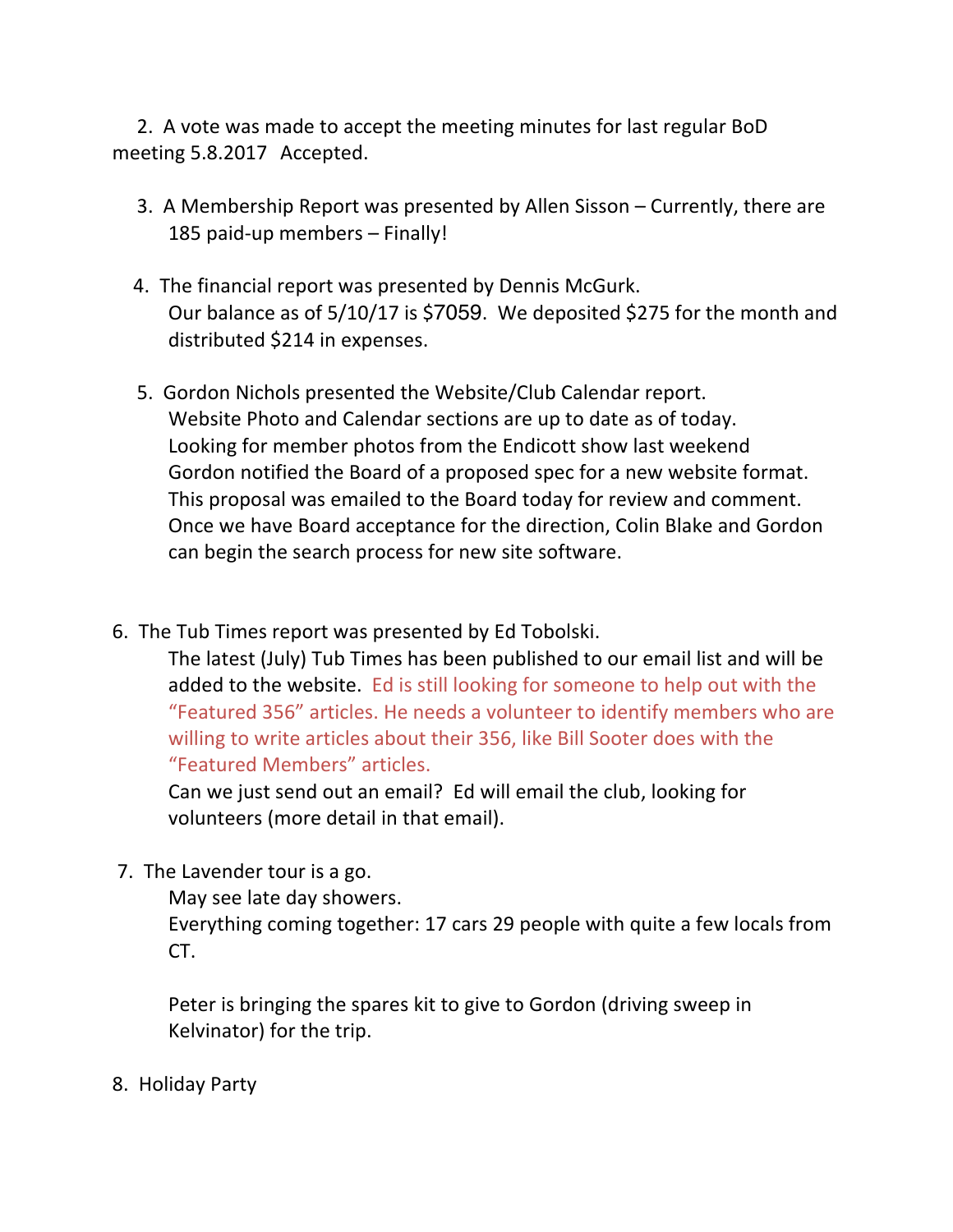2. A vote was made to accept the meeting minutes for last regular BoD meeting 5.8.2017 Accepted.

3. A Membership Report was presented by Allen Sisson – Currently, there are 185 paid-up members – Finally!

4. The financial report was presented by Dennis McGurk.
   Our balance as of 5/10/17 is $7059. We deposited $275 for the month and distributed $214 in expenses.

5. Gordon Nichols presented the Website/Club Calendar report.
   Website Photo and Calendar sections are up to date as of today.
   Looking for member photos from the Endicott show last weekend
   Gordon notified the Board of a proposed spec for a new website format.
   This proposal was emailed to the Board today for review and comment.
   Once we have Board acceptance for the direction, Colin Blake and Gordon can begin the search process for new site software.

6. The Tub Times report was presented by Ed Tobolski.
   The latest (July) Tub Times has been published to our email list and will be added to the website. Ed is still looking for someone to help out with the "Featured 356" articles. He needs a volunteer to identify members who are willing to write articles about their 356, like Bill Sooter does with the "Featured Members" articles.
   Can we just send out an email? Ed will email the club, looking for volunteers (more detail in that email).

7. The Lavender tour is a go.
   May see late day showers.
   Everything coming together: 17 cars 29 people with quite a few locals from CT.

   Peter is bringing the spares kit to give to Gordon (driving sweep in Kelvinator) for the trip.

8. Holiday Party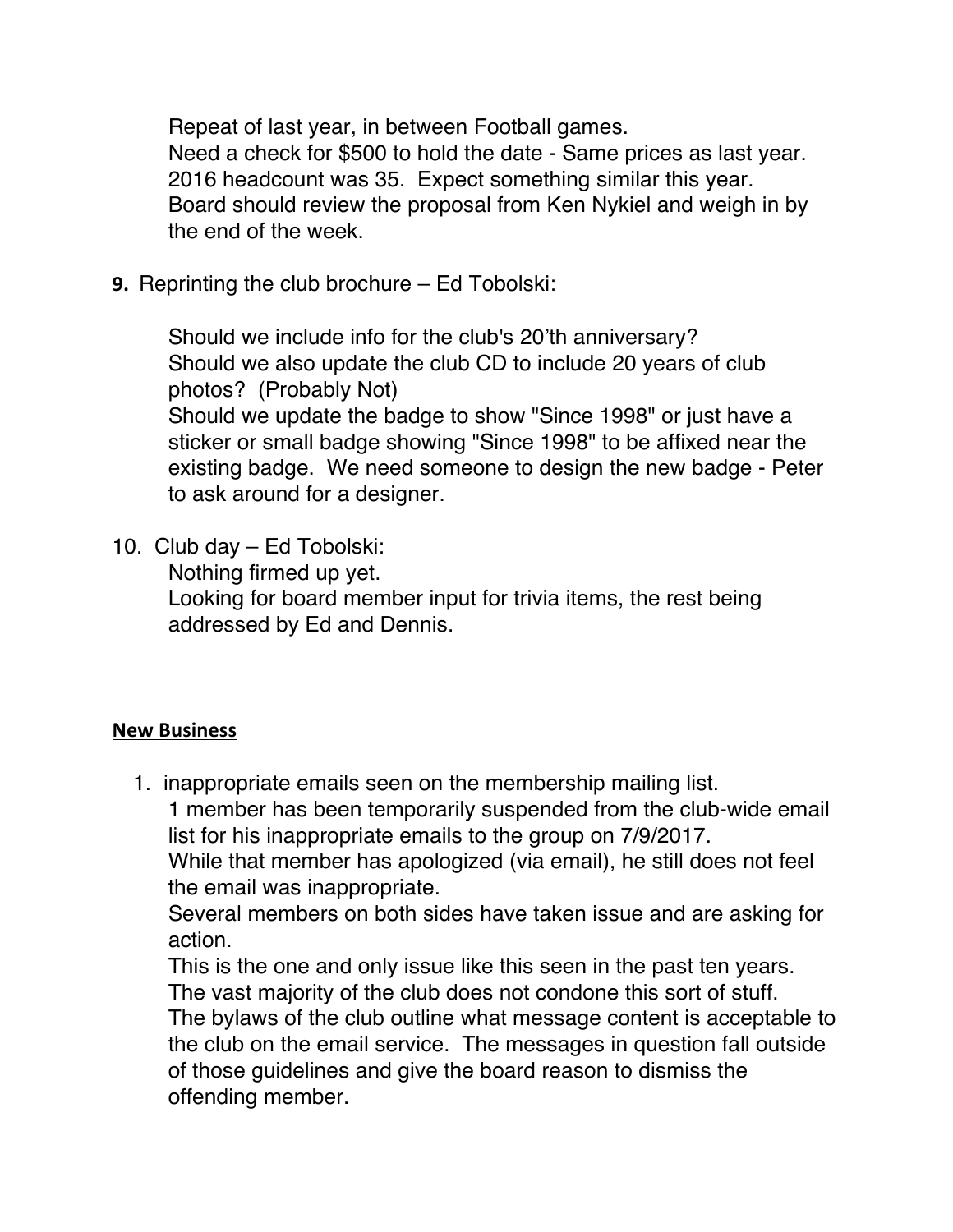Repeat of last year, in between Football games.
Need a check for $500 to hold the date - Same prices as last year.
2016 headcount was 35. Expect something similar this year.
Board should review the proposal from Ken Nykiel and weigh in by the end of the week.

**9.** Reprinting the club brochure – Ed Tobolski:

Should we include info for the club's 20'th anniversary?
Should we also update the club CD to include 20 years of club photos? (Probably Not)
Should we update the badge to show "Since 1998" or just have a sticker or small badge showing "Since 1998" to be affixed near the existing badge. We need someone to design the new badge - Peter to ask around for a designer.

10. Club day – Ed Tobolski:
Nothing firmed up yet.
Looking for board member input for trivia items, the rest being addressed by Ed and Dennis.

**New Business**

1. inappropriate emails seen on the membership mailing list.
1 member has been temporarily suspended from the club-wide email list for his inappropriate emails to the group on 7/9/2017.
While that member has apologized (via email), he still does not feel the email was inappropriate.
Several members on both sides have taken issue and are asking for action.
This is the one and only issue like this seen in the past ten years.
The vast majority of the club does not condone this sort of stuff.
The bylaws of the club outline what message content is acceptable to the club on the email service. The messages in question fall outside of those guidelines and give the board reason to dismiss the offending member.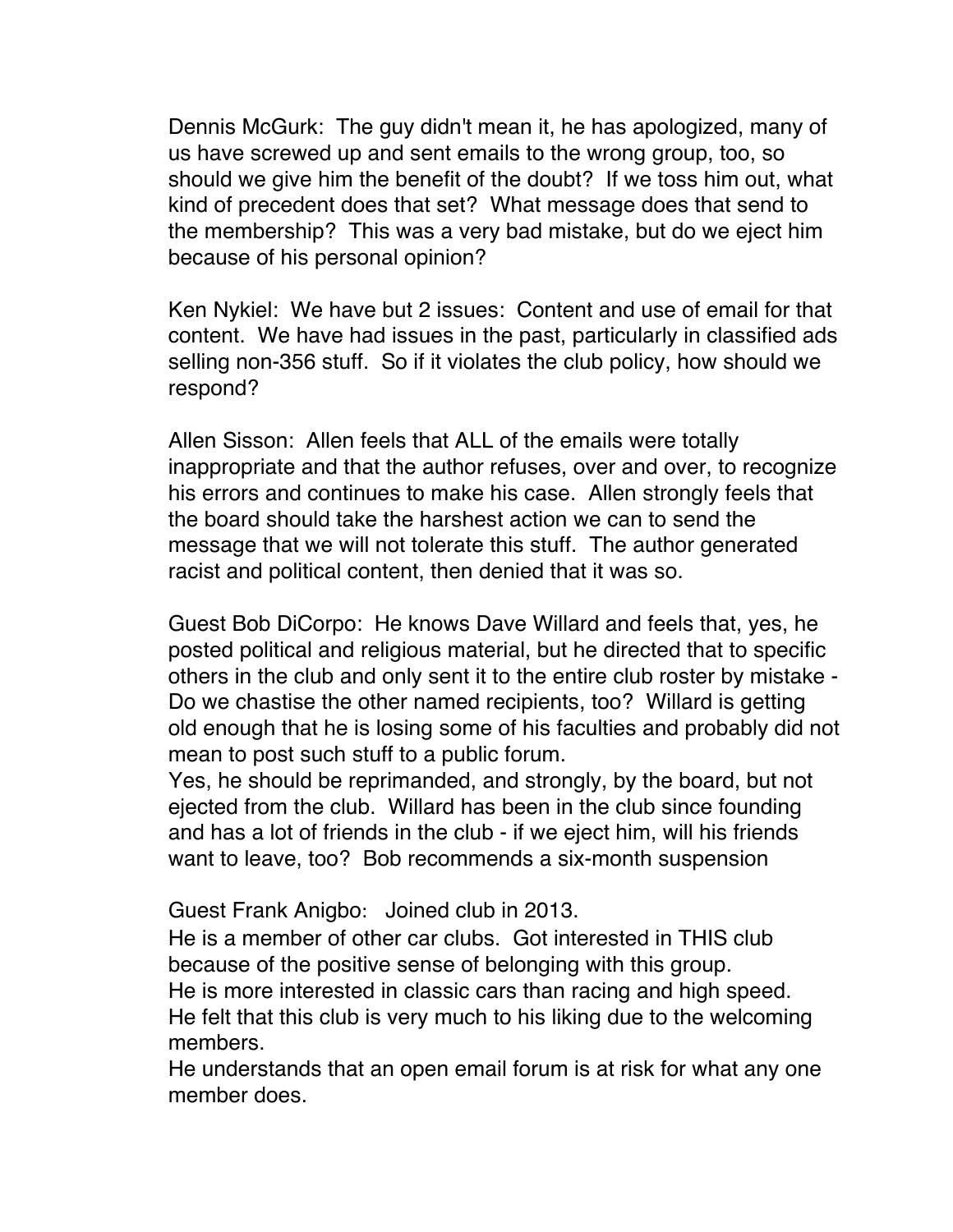Dennis McGurk: The guy didn't mean it, he has apologized, many of us have screwed up and sent emails to the wrong group, too, so should we give him the benefit of the doubt? If we toss him out, what kind of precedent does that set? What message does that send to the membership? This was a very bad mistake, but do we eject him because of his personal opinion?

Ken Nykiel: We have but 2 issues: Content and use of email for that content. We have had issues in the past, particularly in classified ads selling non-356 stuff. So if it violates the club policy, how should we respond?

Allen Sisson: Allen feels that ALL of the emails were totally inappropriate and that the author refuses, over and over, to recognize his errors and continues to make his case. Allen strongly feels that the board should take the harshest action we can to send the message that we will not tolerate this stuff. The author generated racist and political content, then denied that it was so.

Guest Bob DiCorpo: He knows Dave Willard and feels that, yes, he posted political and religious material, but he directed that to specific others in the club and only sent it to the entire club roster by mistake - Do we chastise the other named recipients, too? Willard is getting old enough that he is losing some of his faculties and probably did not mean to post such stuff to a public forum.
Yes, he should be reprimanded, and strongly, by the board, but not ejected from the club. Willard has been in the club since founding and has a lot of friends in the club - if we eject him, will his friends want to leave, too? Bob recommends a six-month suspension

Guest Frank Anigbo: Joined club in 2013.
He is a member of other car clubs. Got interested in THIS club because of the positive sense of belonging with this group.
He is more interested in classic cars than racing and high speed.
He felt that this club is very much to his liking due to the welcoming members.
He understands that an open email forum is at risk for what any one member does.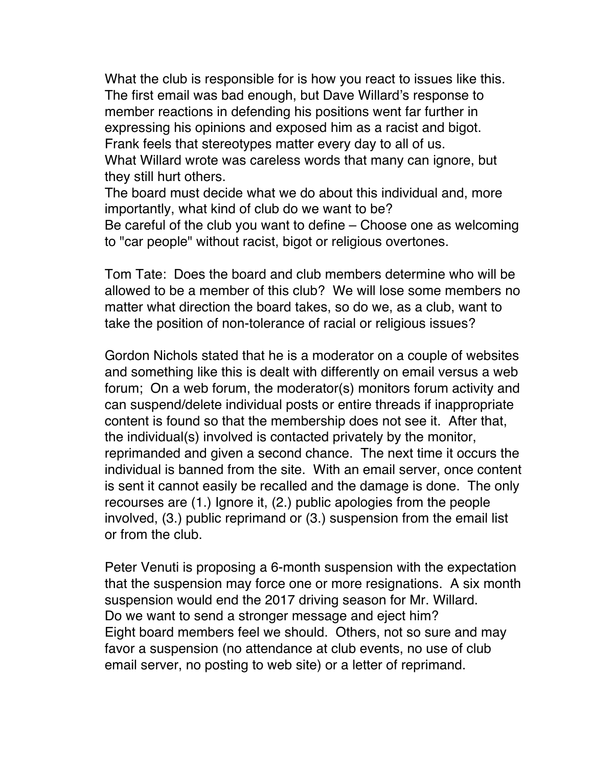What the club is responsible for is how you react to issues like this. The first email was bad enough, but Dave Willard's response to member reactions in defending his positions went far further in expressing his opinions and exposed him as a racist and bigot.
Frank feels that stereotypes matter every day to all of us.
What Willard wrote was careless words that many can ignore, but they still hurt others.
The board must decide what we do about this individual and, more importantly, what kind of club do we want to be?
Be careful of the club you want to define – Choose one as welcoming to "car people" without racist, bigot or religious overtones.

Tom Tate: Does the board and club members determine who will be allowed to be a member of this club? We will lose some members no matter what direction the board takes, so do we, as a club, want to take the position of non-tolerance of racial or religious issues?

Gordon Nichols stated that he is a moderator on a couple of websites and something like this is dealt with differently on email versus a web forum; On a web forum, the moderator(s) monitors forum activity and can suspend/delete individual posts or entire threads if inappropriate content is found so that the membership does not see it. After that, the individual(s) involved is contacted privately by the monitor, reprimanded and given a second chance. The next time it occurs the individual is banned from the site. With an email server, once content is sent it cannot easily be recalled and the damage is done. The only recourses are (1.) Ignore it, (2.) public apologies from the people involved, (3.) public reprimand or (3.) suspension from the email list or from the club.

Peter Venuti is proposing a 6-month suspension with the expectation that the suspension may force one or more resignations. A six month suspension would end the 2017 driving season for Mr. Willard.
Do we want to send a stronger message and eject him?
Eight board members feel we should. Others, not so sure and may favor a suspension (no attendance at club events, no use of club email server, no posting to web site) or a letter of reprimand.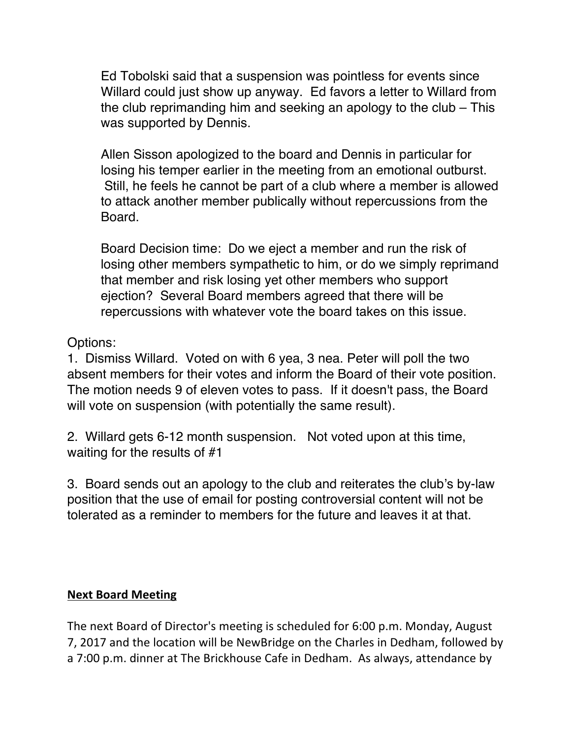Ed Tobolski said that a suspension was pointless for events since Willard could just show up anyway. Ed favors a letter to Willard from the club reprimanding him and seeking an apology to the club – This was supported by Dennis.

Allen Sisson apologized to the board and Dennis in particular for losing his temper earlier in the meeting from an emotional outburst. Still, he feels he cannot be part of a club where a member is allowed to attack another member publically without repercussions from the Board.

Board Decision time: Do we eject a member and run the risk of losing other members sympathetic to him, or do we simply reprimand that member and risk losing yet other members who support ejection? Several Board members agreed that there will be repercussions with whatever vote the board takes on this issue.

Options:

1. Dismiss Willard. Voted on with 6 yea, 3 nea. Peter will poll the two absent members for their votes and inform the Board of their vote position. The motion needs 9 of eleven votes to pass. If it doesn't pass, the Board will vote on suspension (with potentially the same result).

2. Willard gets 6-12 month suspension. Not voted upon at this time, waiting for the results of #1

3. Board sends out an apology to the club and reiterates the club's by-law position that the use of email for posting controversial content will not be tolerated as a reminder to members for the future and leaves it at that.

**Next Board Meeting**

The next Board of Director's meeting is scheduled for 6:00 p.m. Monday, August 7, 2017 and the location will be NewBridge on the Charles in Dedham, followed by a 7:00 p.m. dinner at The Brickhouse Cafe in Dedham. As always, attendance by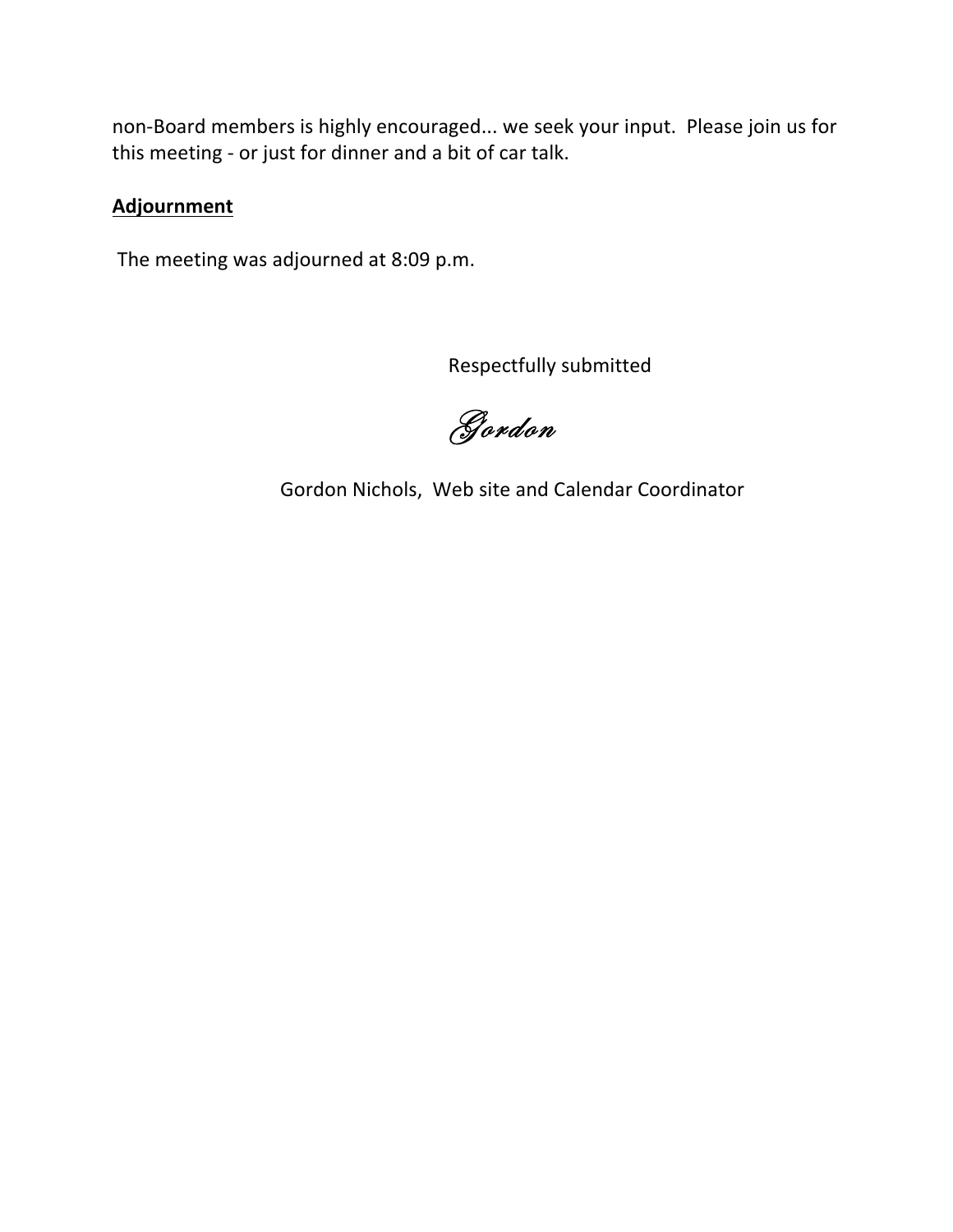non-Board members is highly encouraged... we seek your input. Please join us for this meeting - or just for dinner and a bit of car talk.

**Adjournment**

The meeting was adjourned at 8:09 p.m.

Respectfully submitted

*Gordon*

Gordon Nichols, Web site and Calendar Coordinator